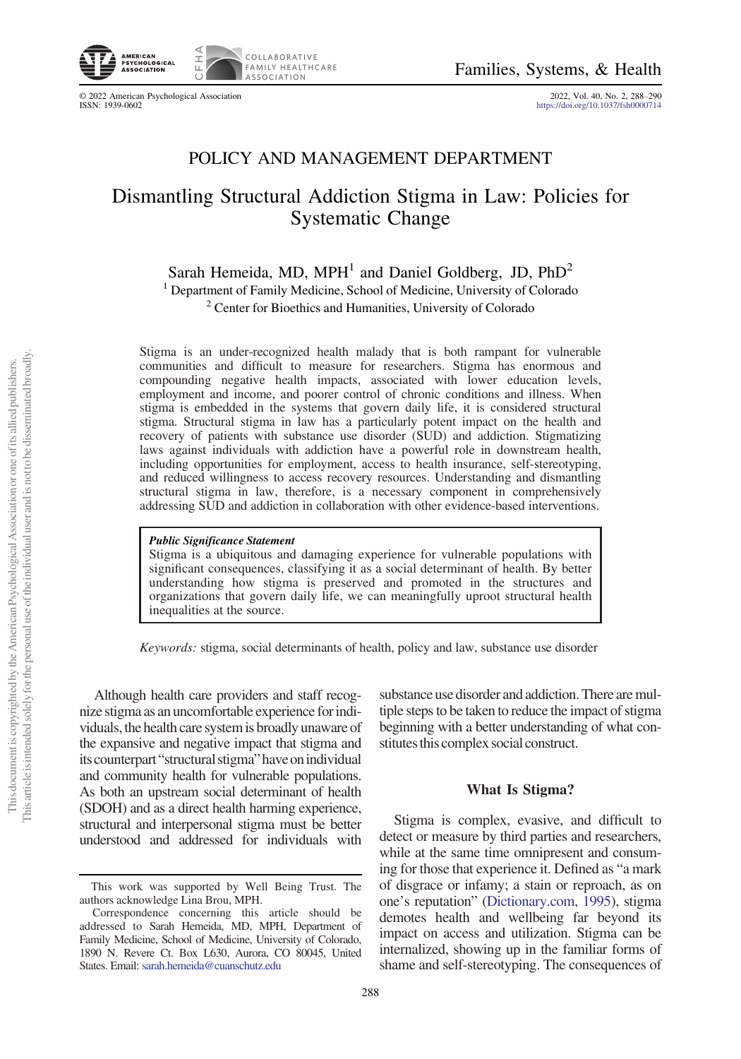## POLICY AND MANAGEMENT DEPARTMENT

# Dismantling Structural Addiction Stigma in Law: Policies for Systematic Change

Sarah Hemeida, MD, MPH[1] and Daniel Goldberg, JD, PhD[2]

[1] Department of Family Medicine, School of Medicine, University of Colorado
[2] Center for Bioethics and Humanities, University of Colorado

Stigma is an under-recognized health malady that is both rampant for vulnerable communities and difficult to measure for researchers. Stigma has enormous and compounding negative health impacts, associated with lower education levels, employment and income, and poorer control of chronic conditions and illness. When stigma is embedded in the systems that govern daily life, it is considered structural stigma. Structural stigma in law has a particularly potent impact on the health and recovery of patients with substance use disorder (SUD) and addiction. Stigmatizing laws against individuals with addiction have a powerful role in downstream health, including opportunities for employment, access to health insurance, self-stereotyping, and reduced willingness to access recovery resources. Understanding and dismantling structural stigma in law, therefore, is a necessary component in comprehensively addressing SUD and addiction in collaboration with other evidence-based interventions.

> ***Public Significance Statement***
> Stigma is a ubiquitous and damaging experience for vulnerable populations with significant consequences, classifying it as a social determinant of health. By better understanding how stigma is preserved and promoted in the structures and organizations that govern daily life, we can meaningfully uproot structural health inequalities at the source.

*Keywords:* stigma, social determinants of health, policy and law, substance use disorder

Although health care providers and staff recognize stigma as an uncomfortable experience for individuals, the health care system is broadly unaware of the expansive and negative impact that stigma and its counterpart "structural stigma" have on individual and community health for vulnerable populations. As both an upstream social determinant of health (SDOH) and as a direct health harming experience, structural and interpersonal stigma must be better understood and addressed for individuals with substance use disorder and addiction. There are multiple steps to be taken to reduce the impact of stigma beginning with a better understanding of what constitutes this complex social construct.

## What Is Stigma?

Stigma is complex, evasive, and difficult to detect or measure by third parties and researchers, while at the same time omnipresent and consuming for those that experience it. Defined as "a mark of disgrace or infamy; a stain or reproach, as on one's reputation" (Dictionary.com, 1995), stigma demotes health and wellbeing far beyond its impact on access and utilization. Stigma can be internalized, showing up in the familiar forms of shame and self-stereotyping. The consequences of

---

This work was supported by Well Being Trust. The authors acknowledge Lina Brou, MPH.

Correspondence concerning this article should be addressed to Sarah Hemeida, MD, MPH, Department of Family Medicine, School of Medicine, University of Colorado, 1890 N. Revere Ct. Box L630, Aurora, CO 80045, United States. Email: sarah.hemeida@cuanschutz.edu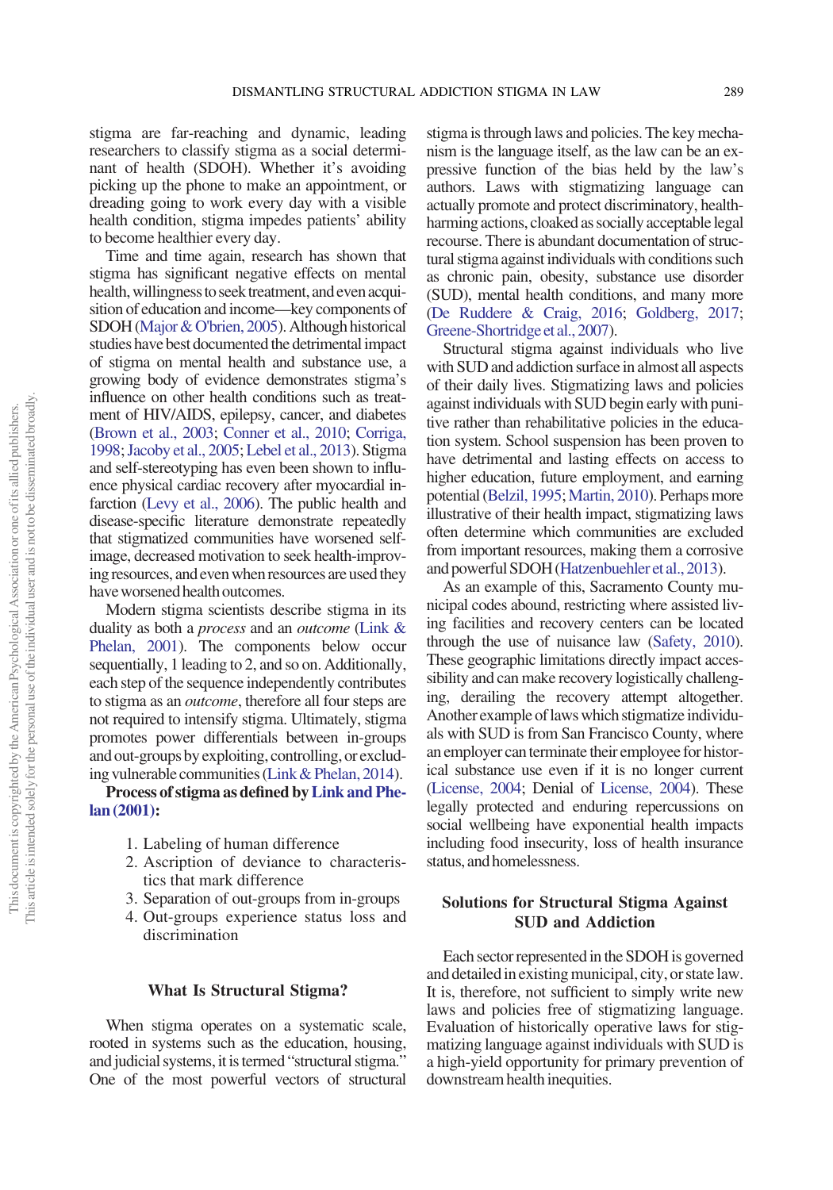stigma are far-reaching and dynamic, leading researchers to classify stigma as a social determinant of health (SDOH). Whether it's avoiding picking up the phone to make an appointment, or dreading going to work every day with a visible health condition, stigma impedes patients' ability to become healthier every day.

Time and time again, research has shown that stigma has significant negative effects on mental health, willingness to seek treatment, and even acquisition of education and income—key components of SDOH (Major & O'brien, 2005). Although historical studies have best documented the detrimental impact of stigma on mental health and substance use, a growing body of evidence demonstrates stigma's influence on other health conditions such as treatment of HIV/AIDS, epilepsy, cancer, and diabetes (Brown et al., 2003; Conner et al., 2010; Corriga, 1998; Jacoby et al., 2005; Lebel et al., 2013). Stigma and self-stereotyping has even been shown to influence physical cardiac recovery after myocardial infarction (Levy et al., 2006). The public health and disease-specific literature demonstrate repeatedly that stigmatized communities have worsened self-image, decreased motivation to seek health-improving resources, and even when resources are used they have worsened health outcomes.

Modern stigma scientists describe stigma in its duality as both a *process* and an *outcome* (Link & Phelan, 2001). The components below occur sequentially, 1 leading to 2, and so on. Additionally, each step of the sequence independently contributes to stigma as an *outcome*, therefore all four steps are not required to intensify stigma. Ultimately, stigma promotes power differentials between in-groups and out-groups by exploiting, controlling, or excluding vulnerable communities (Link & Phelan, 2014).

**Process of stigma as defined by Link and Phelan (2001):**

1. Labeling of human difference
2. Ascription of deviance to characteristics that mark difference
3. Separation of out-groups from in-groups
4. Out-groups experience status loss and discrimination

## What Is Structural Stigma?

When stigma operates on a systematic scale, rooted in systems such as the education, housing, and judicial systems, it is termed "structural stigma." One of the most powerful vectors of structural stigma is through laws and policies. The key mechanism is the language itself, as the law can be an expressive function of the bias held by the law's authors. Laws with stigmatizing language can actually promote and protect discriminatory, health-harming actions, cloaked as socially acceptable legal recourse. There is abundant documentation of structural stigma against individuals with conditions such as chronic pain, obesity, substance use disorder (SUD), mental health conditions, and many more (De Ruddere & Craig, 2016; Goldberg, 2017; Greene-Shortridge et al., 2007).

Structural stigma against individuals who live with SUD and addiction surface in almost all aspects of their daily lives. Stigmatizing laws and policies against individuals with SUD begin early with punitive rather than rehabilitative policies in the education system. School suspension has been proven to have detrimental and lasting effects on access to higher education, future employment, and earning potential (Belzil, 1995; Martin, 2010). Perhaps more illustrative of their health impact, stigmatizing laws often determine which communities are excluded from important resources, making them a corrosive and powerful SDOH (Hatzenbuehler et al., 2013).

As an example of this, Sacramento County municipal codes abound, restricting where assisted living facilities and recovery centers can be located through the use of nuisance law (Safety, 2010). These geographic limitations directly impact accessibility and can make recovery logistically challenging, derailing the recovery attempt altogether. Another example of laws which stigmatize individuals with SUD is from San Francisco County, where an employer can terminate their employee for historical substance use even if it is no longer current (License, 2004; Denial of License, 2004). These legally protected and enduring repercussions on social wellbeing have exponential health impacts including food insecurity, loss of health insurance status, and homelessness.

## Solutions for Structural Stigma Against SUD and Addiction

Each sector represented in the SDOH is governed and detailed in existing municipal, city, or state law. It is, therefore, not sufficient to simply write new laws and policies free of stigmatizing language. Evaluation of historically operative laws for stigmatizing language against individuals with SUD is a high-yield opportunity for primary prevention of downstream health inequities.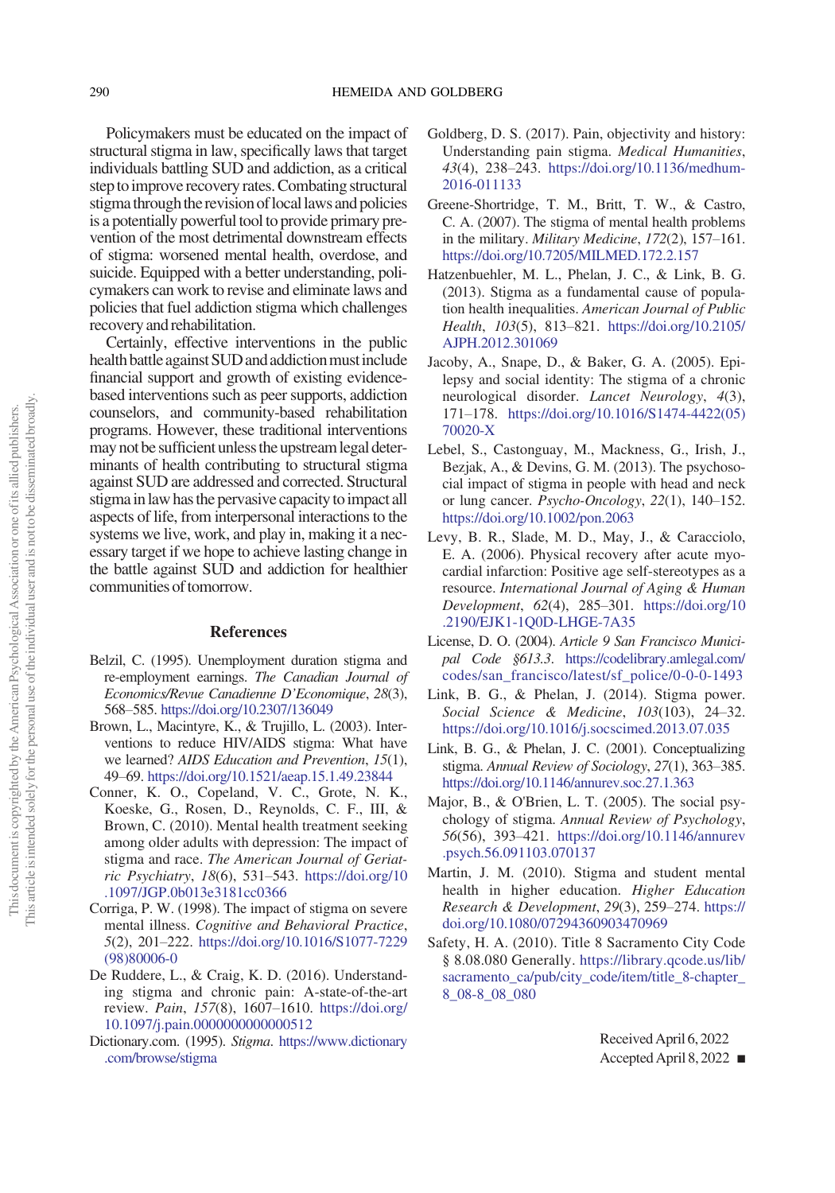Policymakers must be educated on the impact of structural stigma in law, specifically laws that target individuals battling SUD and addiction, as a critical step to improve recovery rates. Combating structural stigma through the revision of local laws and policies is a potentially powerful tool to provide primary prevention of the most detrimental downstream effects of stigma: worsened mental health, overdose, and suicide. Equipped with a better understanding, policymakers can work to revise and eliminate laws and policies that fuel addiction stigma which challenges recovery and rehabilitation.

Certainly, effective interventions in the public health battle against SUD and addiction must include financial support and growth of existing evidence-based interventions such as peer supports, addiction counselors, and community-based rehabilitation programs. However, these traditional interventions may not be sufficient unless the upstream legal determinants of health contributing to structural stigma against SUD are addressed and corrected. Structural stigma in law has the pervasive capacity to impact all aspects of life, from interpersonal interactions to the systems we live, work, and play in, making it a necessary target if we hope to achieve lasting change in the battle against SUD and addiction for healthier communities of tomorrow.

## References

Belzil, C. (1995). Unemployment duration stigma and re-employment earnings. *The Canadian Journal of Economics/Revue Canadienne D'Economique*, *28*(3), 568–585. https://doi.org/10.2307/136049

Brown, L., Macintyre, K., & Trujillo, L. (2003). Interventions to reduce HIV/AIDS stigma: What have we learned? *AIDS Education and Prevention*, *15*(1), 49–69. https://doi.org/10.1521/aeap.15.1.49.23844

Conner, K. O., Copeland, V. C., Grote, N. K., Koeske, G., Rosen, D., Reynolds, C. F., III, & Brown, C. (2010). Mental health treatment seeking among older adults with depression: The impact of stigma and race. *The American Journal of Geriatric Psychiatry*, *18*(6), 531–543. https://doi.org/10.1097/JGP.0b013e3181cc0366

Corriga, P. W. (1998). The impact of stigma on severe mental illness. *Cognitive and Behavioral Practice*, *5*(2), 201–222. https://doi.org/10.1016/S1077-7229(98)80006-0

De Ruddere, L., & Craig, K. D. (2016). Understanding stigma and chronic pain: A-state-of-the-art review. *Pain*, *157*(8), 1607–1610. https://doi.org/10.1097/j.pain.0000000000000512

Dictionary.com. (1995). *Stigma*. https://www.dictionary.com/browse/stigma

Goldberg, D. S. (2017). Pain, objectivity and history: Understanding pain stigma. *Medical Humanities*, *43*(4), 238–243. https://doi.org/10.1136/medhum-2016-011133

Greene-Shortridge, T. M., Britt, T. W., & Castro, C. A. (2007). The stigma of mental health problems in the military. *Military Medicine*, *172*(2), 157–161. https://doi.org/10.7205/MILMED.172.2.157

Hatzenbuehler, M. L., Phelan, J. C., & Link, B. G. (2013). Stigma as a fundamental cause of population health inequalities. *American Journal of Public Health*, *103*(5), 813–821. https://doi.org/10.2105/AJPH.2012.301069

Jacoby, A., Snape, D., & Baker, G. A. (2005). Epilepsy and social identity: The stigma of a chronic neurological disorder. *Lancet Neurology*, *4*(3), 171–178. https://doi.org/10.1016/S1474-4422(05)70020-X

Lebel, S., Castonguay, M., Mackness, G., Irish, J., Bezjak, A., & Devins, G. M. (2013). The psychosocial impact of stigma in people with head and neck or lung cancer. *Psycho-Oncology*, *22*(1), 140–152. https://doi.org/10.1002/pon.2063

Levy, B. R., Slade, M. D., May, J., & Caracciolo, E. A. (2006). Physical recovery after acute myocardial infarction: Positive age self-stereotypes as a resource. *International Journal of Aging & Human Development*, *62*(4), 285–301. https://doi.org/10.2190/EJK1-1Q0D-LHGE-7A35

License, D. O. (2004). *Article 9 San Francisco Municipal Code §613.3*. https://codelibrary.amlegal.com/codes/san_francisco/latest/sf_police/0-0-0-1493

Link, B. G., & Phelan, J. (2014). Stigma power. *Social Science & Medicine*, *103*(103), 24–32. https://doi.org/10.1016/j.socscimed.2013.07.035

Link, B. G., & Phelan, J. C. (2001). Conceptualizing stigma. *Annual Review of Sociology*, *27*(1), 363–385. https://doi.org/10.1146/annurev.soc.27.1.363

Major, B., & O'Brien, L. T. (2005). The social psychology of stigma. *Annual Review of Psychology*, *56*(56), 393–421. https://doi.org/10.1146/annurev.psych.56.091103.070137

Martin, J. M. (2010). Stigma and student mental health in higher education. *Higher Education Research & Development*, *29*(3), 259–274. https://doi.org/10.1080/07294360903470969

Safety, H. A. (2010). Title 8 Sacramento City Code § 8.08.080 Generally. https://library.qcode.us/lib/sacramento_ca/pub/city_code/item/title_8-chapter_8_08-8_08_080

Received April 6, 2022
Accepted April 8, 2022 ■